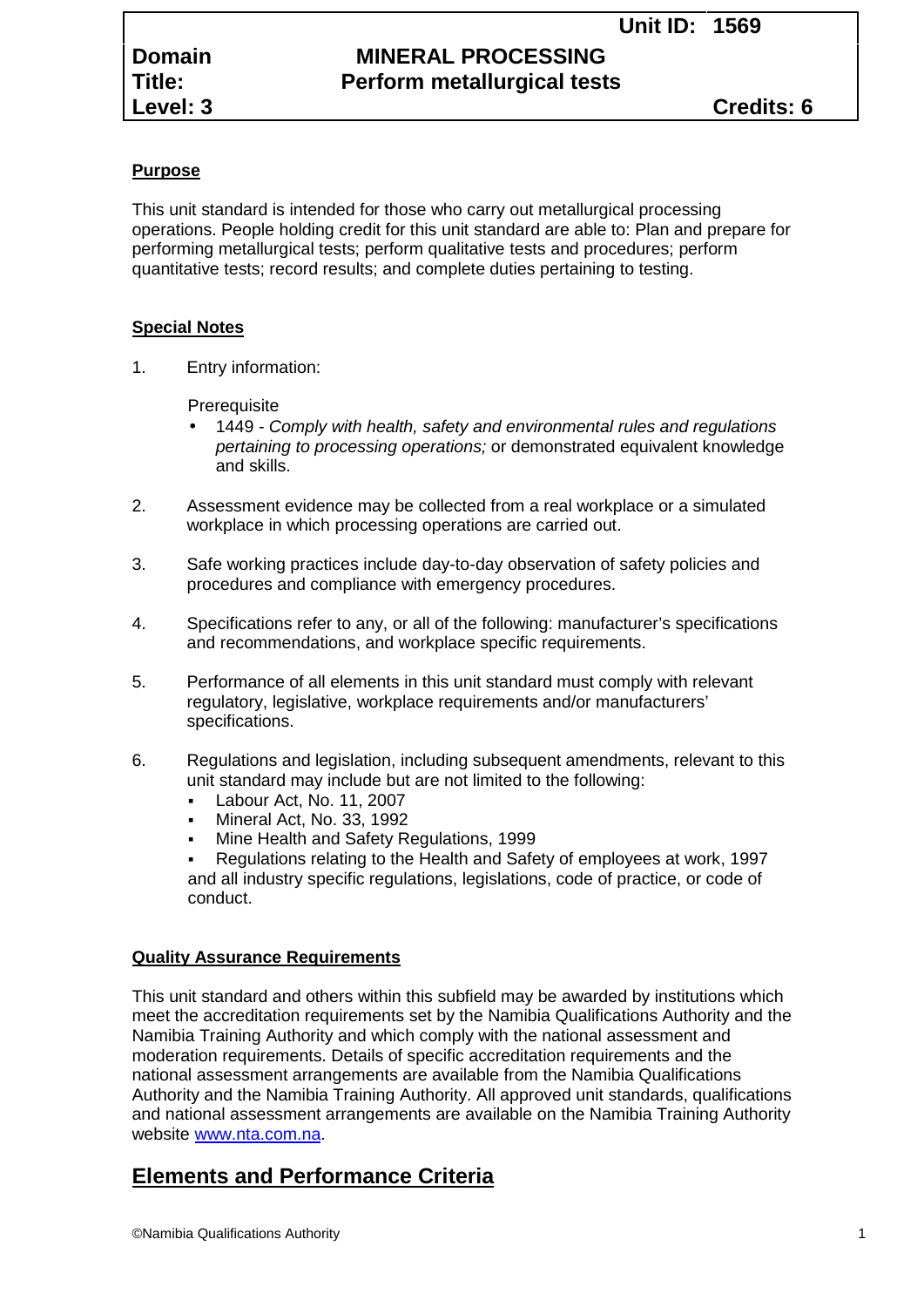| | | |
|---|---|---|
| | | **Unit ID: 1569** |
| **Domain** | **MINERAL PROCESSING** | |
| **Title:** | **Perform metallurgical tests** | |
| **Level: 3** | | **Credits: 6** |

**Purpose**

This unit standard is intended for those who carry out metallurgical processing operations. People holding credit for this unit standard are able to: Plan and prepare for performing metallurgical tests; perform qualitative tests and procedures; perform quantitative tests; record results; and complete duties pertaining to testing.

**Special Notes**

1. Entry information:

   Prerequisite
   - 1449 - *Comply with health, safety and environmental rules and regulations pertaining to processing operations;* or demonstrated equivalent knowledge and skills.

2. Assessment evidence may be collected from a real workplace or a simulated workplace in which processing operations are carried out.

3. Safe working practices include day-to-day observation of safety policies and procedures and compliance with emergency procedures.

4. Specifications refer to any, or all of the following: manufacturer's specifications and recommendations, and workplace specific requirements.

5. Performance of all elements in this unit standard must comply with relevant regulatory, legislative, workplace requirements and/or manufacturers' specifications.

6. Regulations and legislation, including subsequent amendments, relevant to this unit standard may include but are not limited to the following:
   - Labour Act, No. 11, 2007
   - Mineral Act, No. 33, 1992
   - Mine Health and Safety Regulations, 1999
   - Regulations relating to the Health and Safety of employees at work, 1997

   and all industry specific regulations, legislations, code of practice, or code of conduct.

**Quality Assurance Requirements**

This unit standard and others within this subfield may be awarded by institutions which meet the accreditation requirements set by the Namibia Qualifications Authority and the Namibia Training Authority and which comply with the national assessment and moderation requirements. Details of specific accreditation requirements and the national assessment arrangements are available from the Namibia Qualifications Authority and the Namibia Training Authority. All approved unit standards, qualifications and national assessment arrangements are available on the Namibia Training Authority website www.nta.com.na.

## Elements and Performance Criteria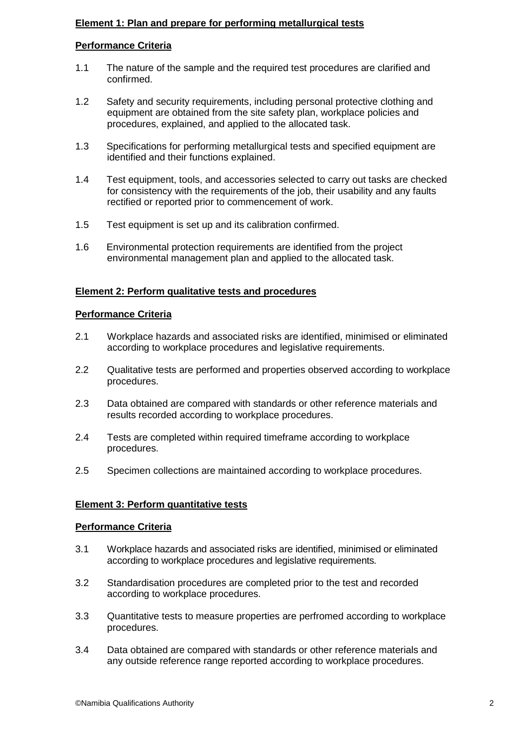**Element 1: Plan and prepare for performing metallurgical tests**

**Performance Criteria**

1.1 The nature of the sample and the required test procedures are clarified and confirmed.

1.2 Safety and security requirements, including personal protective clothing and equipment are obtained from the site safety plan, workplace policies and procedures, explained, and applied to the allocated task.

1.3 Specifications for performing metallurgical tests and specified equipment are identified and their functions explained.

1.4 Test equipment, tools, and accessories selected to carry out tasks are checked for consistency with the requirements of the job, their usability and any faults rectified or reported prior to commencement of work.

1.5 Test equipment is set up and its calibration confirmed.

1.6 Environmental protection requirements are identified from the project environmental management plan and applied to the allocated task.

**Element 2: Perform qualitative tests and procedures**

**Performance Criteria**

2.1 Workplace hazards and associated risks are identified, minimised or eliminated according to workplace procedures and legislative requirements.

2.2 Qualitative tests are performed and properties observed according to workplace procedures.

2.3 Data obtained are compared with standards or other reference materials and results recorded according to workplace procedures.

2.4 Tests are completed within required timeframe according to workplace procedures.

2.5 Specimen collections are maintained according to workplace procedures.

**Element 3: Perform quantitative tests**

**Performance Criteria**

3.1 Workplace hazards and associated risks are identified, minimised or eliminated according to workplace procedures and legislative requirements.

3.2 Standardisation procedures are completed prior to the test and recorded according to workplace procedures.

3.3 Quantitative tests to measure properties are perfromed according to workplace procedures.

3.4 Data obtained are compared with standards or other reference materials and any outside reference range reported according to workplace procedures.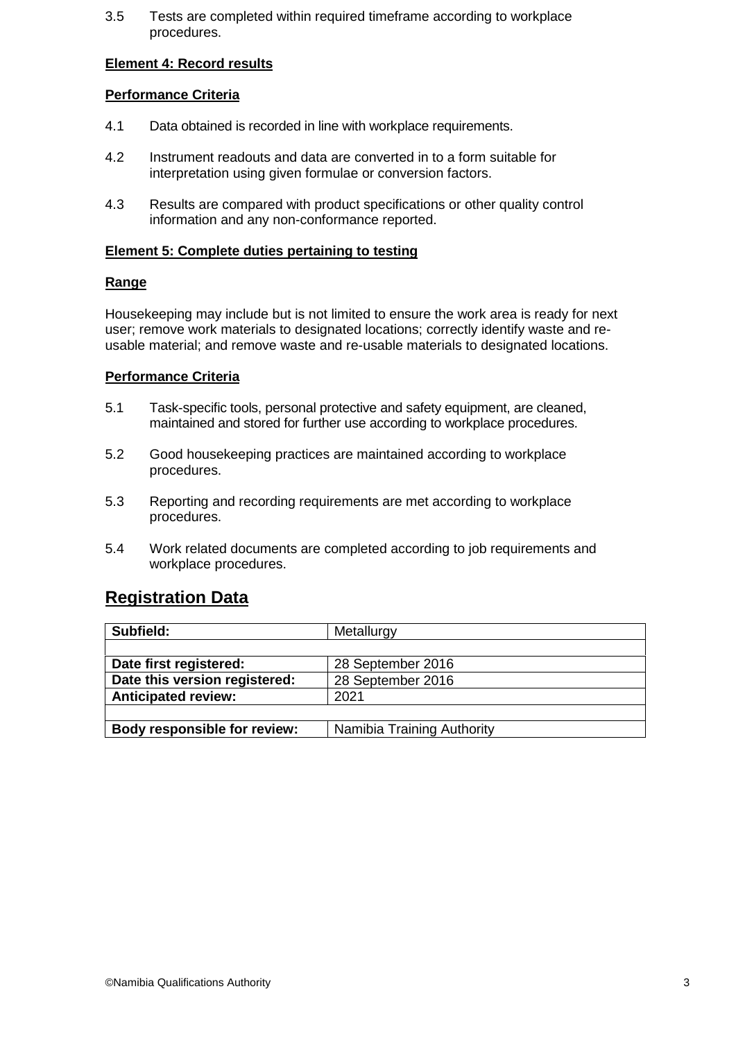3.5 Tests are completed within required timeframe according to workplace procedures.

**Element 4: Record results**

**Performance Criteria**

4.1 Data obtained is recorded in line with workplace requirements.

4.2 Instrument readouts and data are converted in to a form suitable for interpretation using given formulae or conversion factors.

4.3 Results are compared with product specifications or other quality control information and any non-conformance reported.

**Element 5: Complete duties pertaining to testing**

**Range**

Housekeeping may include but is not limited to ensure the work area is ready for next user; remove work materials to designated locations; correctly identify waste and re-usable material; and remove waste and re-usable materials to designated locations.

**Performance Criteria**

5.1 Task-specific tools, personal protective and safety equipment, are cleaned, maintained and stored for further use according to workplace procedures.

5.2 Good housekeeping practices are maintained according to workplace procedures.

5.3 Reporting and recording requirements are met according to workplace procedures.

5.4 Work related documents are completed according to job requirements and workplace procedures.

## Registration Data

| | |
|---|---|
| **Subfield:** | Metallurgy |
| | |
| **Date first registered:** | 28 September 2016 |
| **Date this version registered:** | 28 September 2016 |
| **Anticipated review:** | 2021 |
| | |
| **Body responsible for review:** | Namibia Training Authority |

©Namibia Qualifications Authority